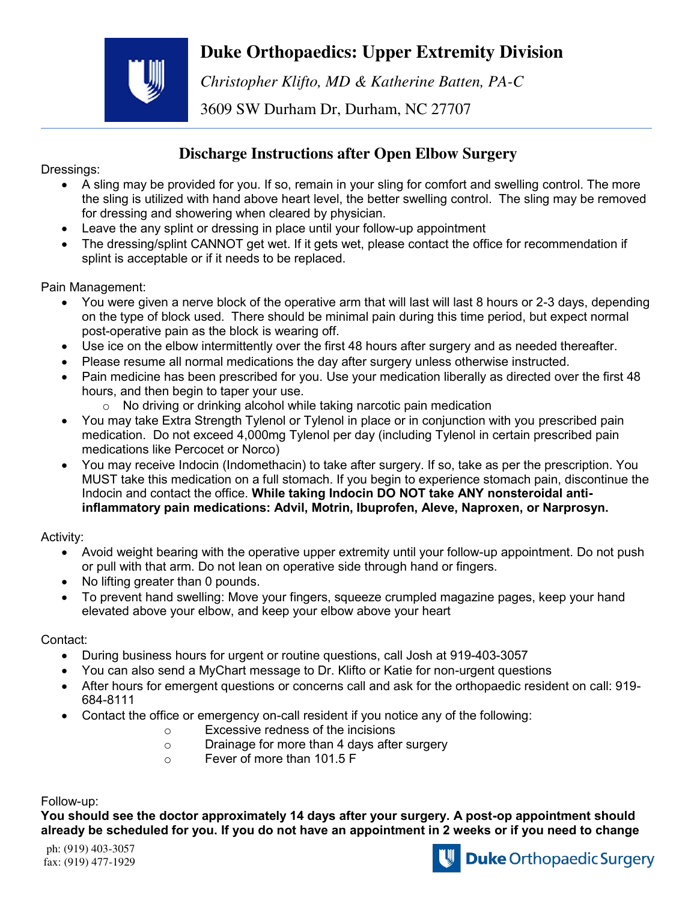# Duke Orthopaedics: Upper Extremity Division

*Christopher Klifto, MD & Katherine Batten, PA-C*

3609 SW Durham Dr, Durham, NC 27707

## Discharge Instructions after Open Elbow Surgery

Dressings:

- A sling may be provided for you. If so, remain in your sling for comfort and swelling control. The more the sling is utilized with hand above heart level, the better swelling control. The sling may be removed for dressing and showering when cleared by physician.
- Leave the any splint or dressing in place until your follow-up appointment
- The dressing/splint CANNOT get wet. If it gets wet, please contact the office for recommendation if splint is acceptable or if it needs to be replaced.

Pain Management:

- You were given a nerve block of the operative arm that will last will last 8 hours or 2-3 days, depending on the type of block used. There should be minimal pain during this time period, but expect normal post-operative pain as the block is wearing off.
- Use ice on the elbow intermittently over the first 48 hours after surgery and as needed thereafter.
- Please resume all normal medications the day after surgery unless otherwise instructed.
- Pain medicine has been prescribed for you. Use your medication liberally as directed over the first 48 hours, and then begin to taper your use.
  - No driving or drinking alcohol while taking narcotic pain medication
- You may take Extra Strength Tylenol or Tylenol in place or in conjunction with you prescribed pain medication. Do not exceed 4,000mg Tylenol per day (including Tylenol in certain prescribed pain medications like Percocet or Norco)
- You may receive Indocin (Indomethacin) to take after surgery. If so, take as per the prescription. You MUST take this medication on a full stomach. If you begin to experience stomach pain, discontinue the Indocin and contact the office. **While taking Indocin DO NOT take ANY nonsteroidal anti-inflammatory pain medications: Advil, Motrin, Ibuprofen, Aleve, Naproxen, or Narprosyn.**

Activity:

- Avoid weight bearing with the operative upper extremity until your follow-up appointment. Do not push or pull with that arm. Do not lean on operative side through hand or fingers.
- No lifting greater than 0 pounds.
- To prevent hand swelling: Move your fingers, squeeze crumpled magazine pages, keep your hand elevated above your elbow, and keep your elbow above your heart

Contact:

- During business hours for urgent or routine questions, call Josh at 919-403-3057
- You can also send a MyChart message to Dr. Klifto or Katie for non-urgent questions
- After hours for emergent questions or concerns call and ask for the orthopaedic resident on call: 919-684-8111
- Contact the office or emergency on-call resident if you notice any of the following:
  - Excessive redness of the incisions
  - Drainage for more than 4 days after surgery
  - Fever of more than 101.5 F

Follow-up:

**You should see the doctor approximately 14 days after your surgery. A post-op appointment should already be scheduled for you. If you do not have an appointment in 2 weeks or if you need to change**

ph: (919) 403-3057
fax: (919) 477-1929

Duke Orthopaedic Surgery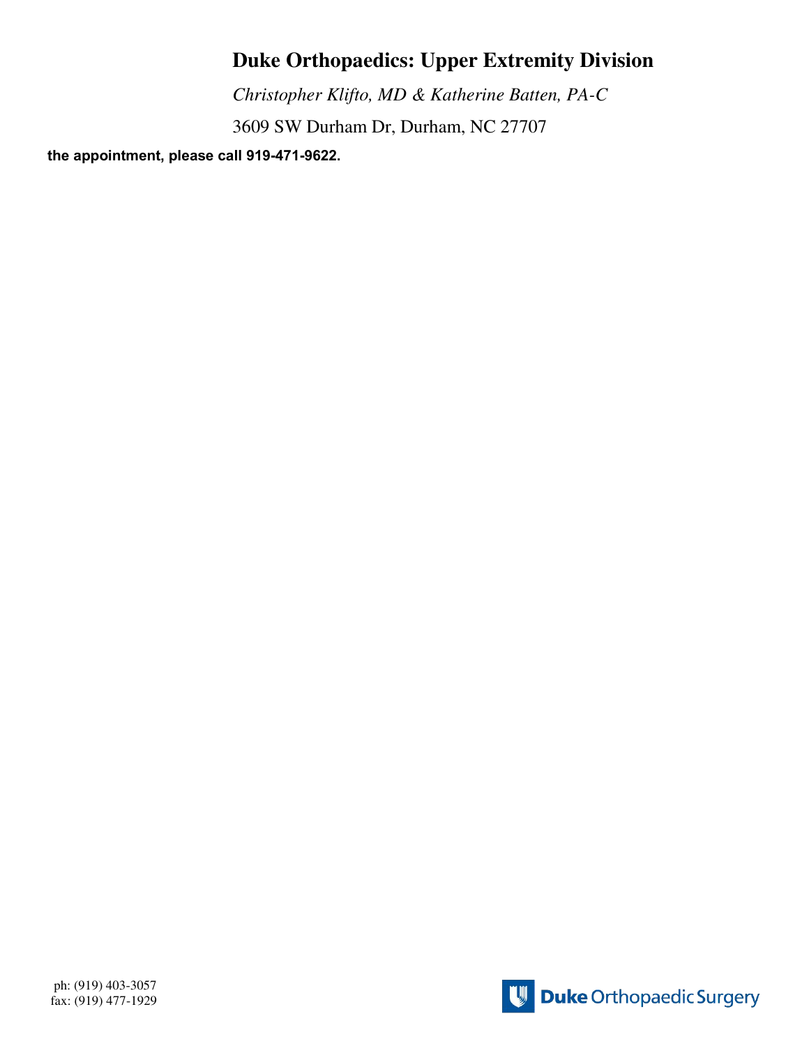# Duke Orthopaedics: Upper Extremity Division

*Christopher Klifto, MD & Katherine Batten, PA-C*

3609 SW Durham Dr, Durham, NC 27707

**the appointment, please call 919-471-9622.**

ph: (919) 403-3057
fax: (919) 477-1929

Duke Orthopaedic Surgery